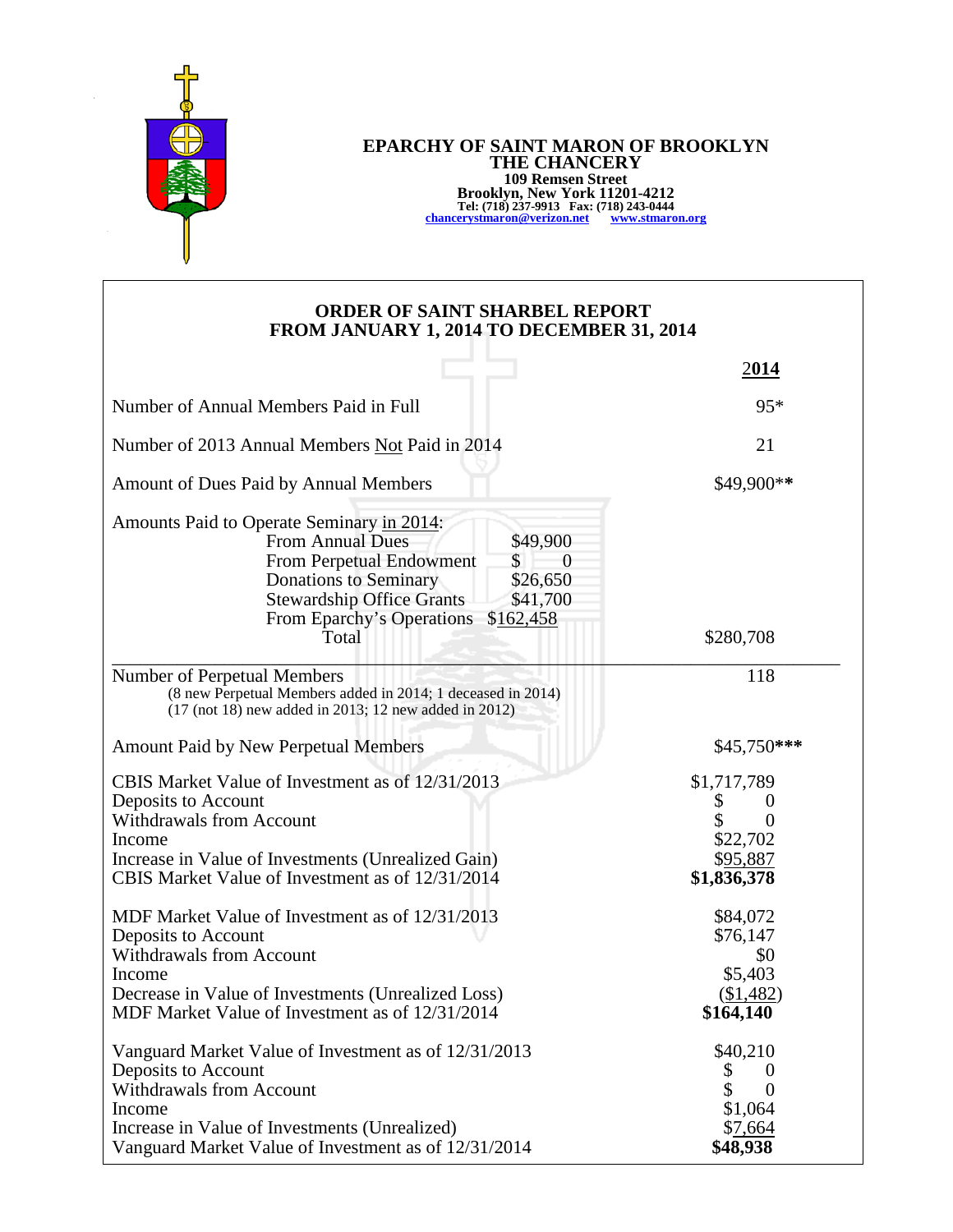# EPARCHY OF SAINT MARON OF BROOKLYN
## THE CHANCERY

**109 Remsen Street**
**Brooklyn, New York 11201-4212**
**Tel: (718) 237-9913 Fax: (718) 243-0444**
**chancerystmaron@verizon.net www.stmaron.org**

## ORDER OF SAINT SHARBEL REPORT
## FROM JANUARY 1, 2014 TO DECEMBER 31, 2014

| | | **2014** |
|---|---|---|
| Number of Annual Members Paid in Full | | 95* |
| Number of 2013 Annual Members Not Paid in 2014 | | 21 |
| Amount of Dues Paid by Annual Members | | $49,900** |
| Amounts Paid to Operate Seminary in 2014: | | |
| From Annual Dues | $49,900 | |
| From Perpetual Endowment | $ 0 | |
| Donations to Seminary | $26,650 | |
| Stewardship Office Grants | $41,700 | |
| From Eparchy's Operations | $162,458 | |
| Total | | $280,708 |
| Number of Perpetual Members (8 new Perpetual Members added in 2014; 1 deceased in 2014) (17 (not 18) new added in 2013; 12 new added in 2012) | | 118 |
| Amount Paid by New Perpetual Members | | $45,750*** |
| CBIS Market Value of Investment as of 12/31/2013 | | $1,717,789 |
| Deposits to Account | | $ 0 |
| Withdrawals from Account | | $ 0 |
| Income | | $22,702 |
| Increase in Value of Investments (Unrealized Gain) | | $95,887 |
| CBIS Market Value of Investment as of 12/31/2014 | | **$1,836,378** |
| MDF Market Value of Investment as of 12/31/2013 | | $84,072 |
| Deposits to Account | | $76,147 |
| Withdrawals from Account | | $0 |
| Income | | $5,403 |
| Decrease in Value of Investments (Unrealized Loss) | | ($1,482) |
| MDF Market Value of Investment as of 12/31/2014 | | **$164,140** |
| Vanguard Market Value of Investment as of 12/31/2013 | | $40,210 |
| Deposits to Account | | $ 0 |
| Withdrawals from Account | | $ 0 |
| Income | | $1,064 |
| Increase in Value of Investments (Unrealized) | | $7,664 |
| Vanguard Market Value of Investment as of 12/31/2014 | | **$48,938** |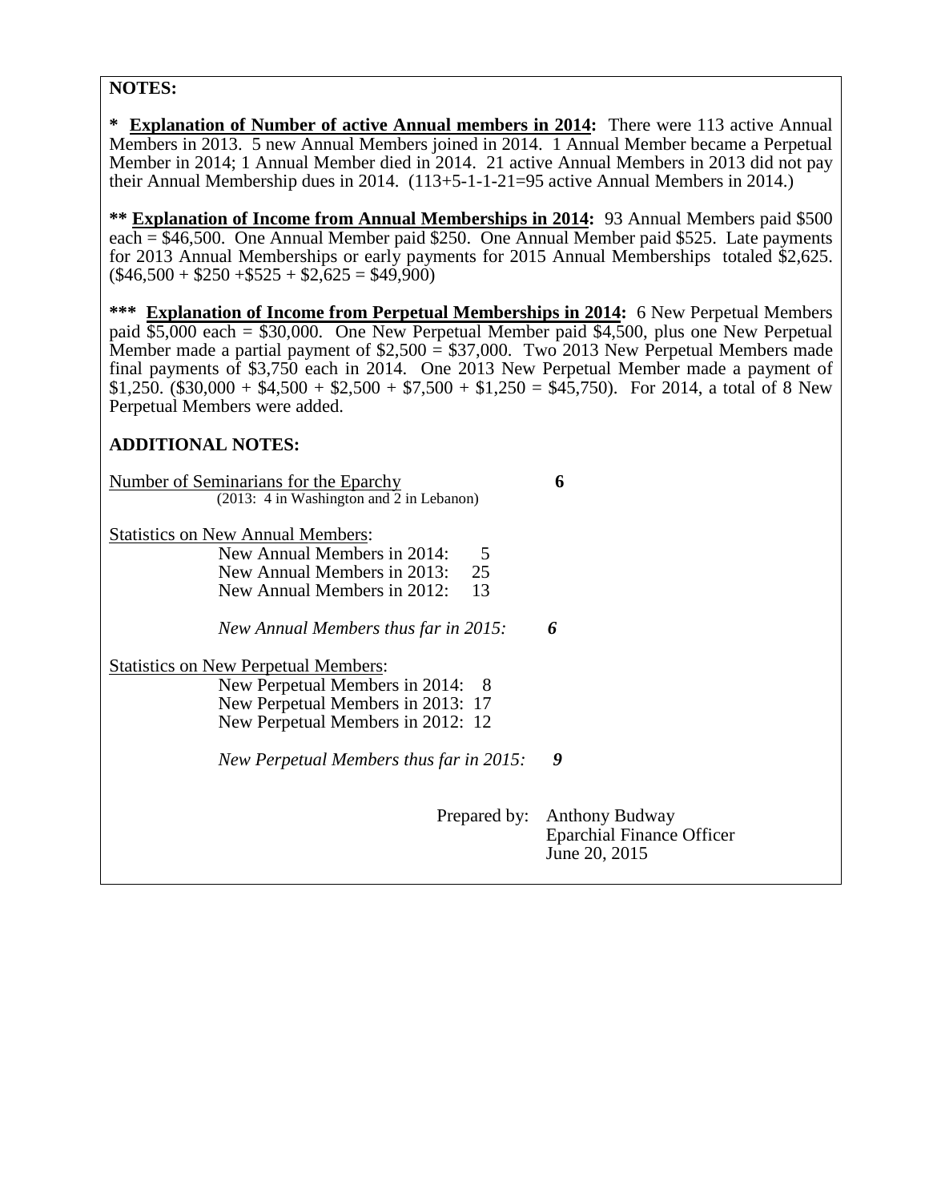**NOTES:**

**\* Explanation of Number of active Annual members in 2014:** There were 113 active Annual Members in 2013. 5 new Annual Members joined in 2014. 1 Annual Member became a Perpetual Member in 2014; 1 Annual Member died in 2014. 21 active Annual Members in 2013 did not pay their Annual Membership dues in 2014. (113+5-1-1-21=95 active Annual Members in 2014.)

**\*\* Explanation of Income from Annual Memberships in 2014:** 93 Annual Members paid $500 each = $46,500. One Annual Member paid $250. One Annual Member paid $525. Late payments for 2013 Annual Memberships or early payments for 2015 Annual Memberships totaled $2,625. ($46,500 + $250 +$525 + $2,625 = $49,900)

**\*\*\* Explanation of Income from Perpetual Memberships in 2014:** 6 New Perpetual Members paid $5,000 each = $30,000. One New Perpetual Member paid $4,500, plus one New Perpetual Member made a partial payment of $2,500 = $37,000. Two 2013 New Perpetual Members made final payments of $3,750 each in 2014. One 2013 New Perpetual Member made a payment of $1,250. ($30,000 + $4,500 + $2,500 + $7,500 + $1,250 = $45,750). For 2014, a total of 8 New Perpetual Members were added.

**ADDITIONAL NOTES:**

Number of Seminarians for the Eparchy **6**
(2013: 4 in Washington and 2 in Lebanon)

Statistics on New Annual Members:

New Annual Members in 2014: 5
New Annual Members in 2013: 25
New Annual Members in 2012: 13

*New Annual Members thus far in 2015:* ***6***

Statistics on New Perpetual Members:

New Perpetual Members in 2014: 8
New Perpetual Members in 2013: 17
New Perpetual Members in 2012: 12

*New Perpetual Members thus far in 2015:* ***9***

Prepared by: Anthony Budway
Eparchial Finance Officer
June 20, 2015